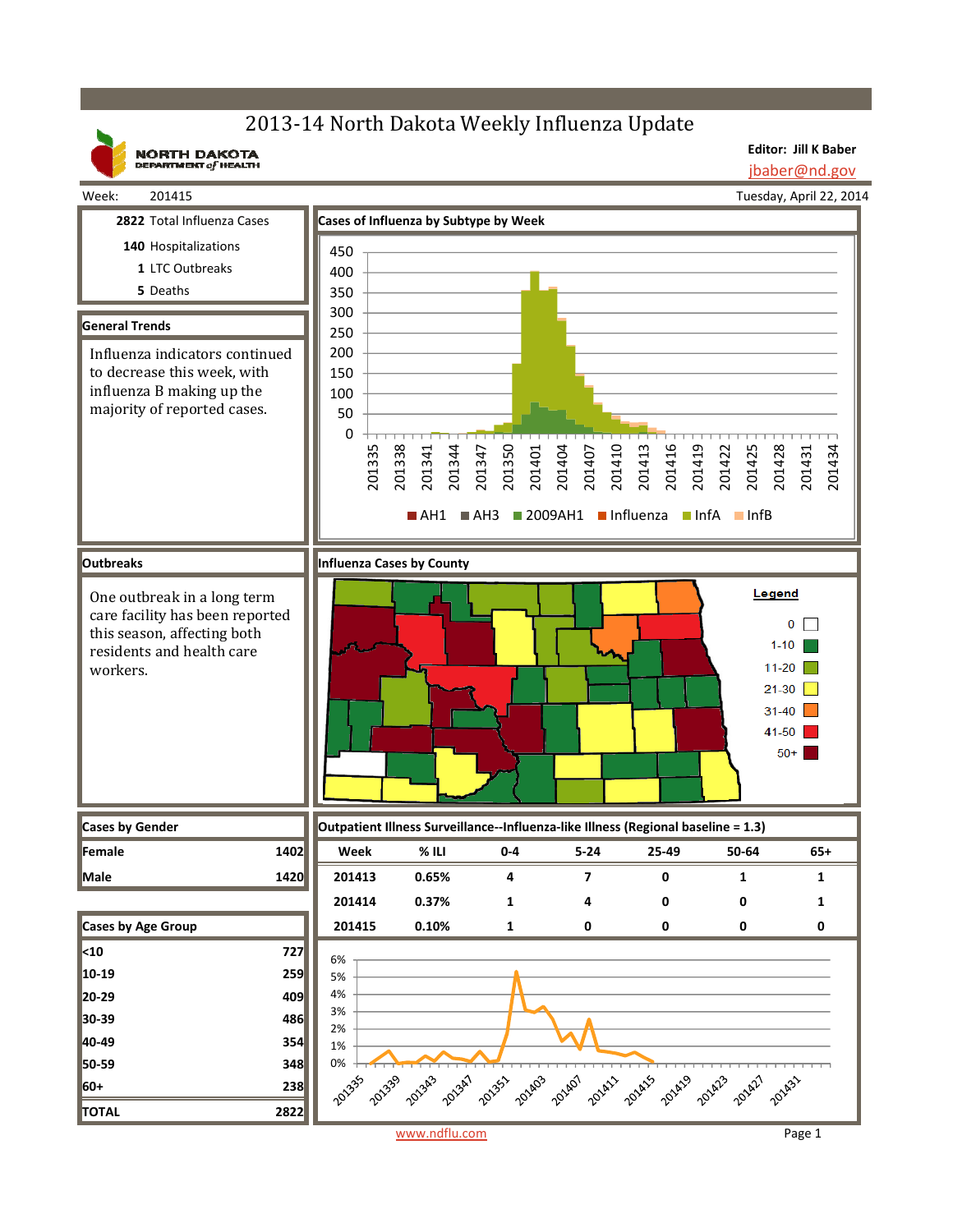# 2013-14 North Dakota Weekly Influenza Update

NORTH DAKOTA DEPARTMENT of HEALTH

**Editor: Jill K Baber**
jbaber@nd.gov

Week: 201415

Tuesday, April 22, 2014

**2822** Total Influenza Cases

**140** Hospitalizations

**1** LTC Outbreaks

**5** Deaths

## General Trends

Influenza indicators continued to decrease this week, with influenza B making up the majority of reported cases.

## Cases of Influenza by Subtype by Week

AH1, AH3, 2009AH1, Influenza, InfA, InfB

## Outbreaks

One outbreak in a long term care facility has been reported this season, affecting both residents and health care workers.

## Influenza Cases by County

Legend: 0; 1-10; 11-20; 21-30; 31-40; 41-50; 50+

## Cases by Gender

| Gender | Cases |
|---|---|
| Female | 1402 |
| Male | 1420 |

## Cases by Age Group

| Age Group | Cases |
|---|---|
| <10 | 727 |
| 10-19 | 259 |
| 20-29 | 409 |
| 30-39 | 486 |
| 40-49 | 354 |
| 50-59 | 348 |
| 60+ | 238 |
| TOTAL | 2822 |

## Outpatient Illness Surveillance--Influenza-like Illness (Regional baseline = 1.3)

| Week | % ILI | 0-4 | 5-24 | 25-49 | 50-64 | 65+ |
|---|---|---|---|---|---|---|
| 201413 | 0.65% | 4 | 7 | 0 | 1 | 1 |
| 201414 | 0.37% | 1 | 4 | 0 | 0 | 1 |
| 201415 | 0.10% | 1 | 0 | 0 | 0 | 0 |

www.ndflu.com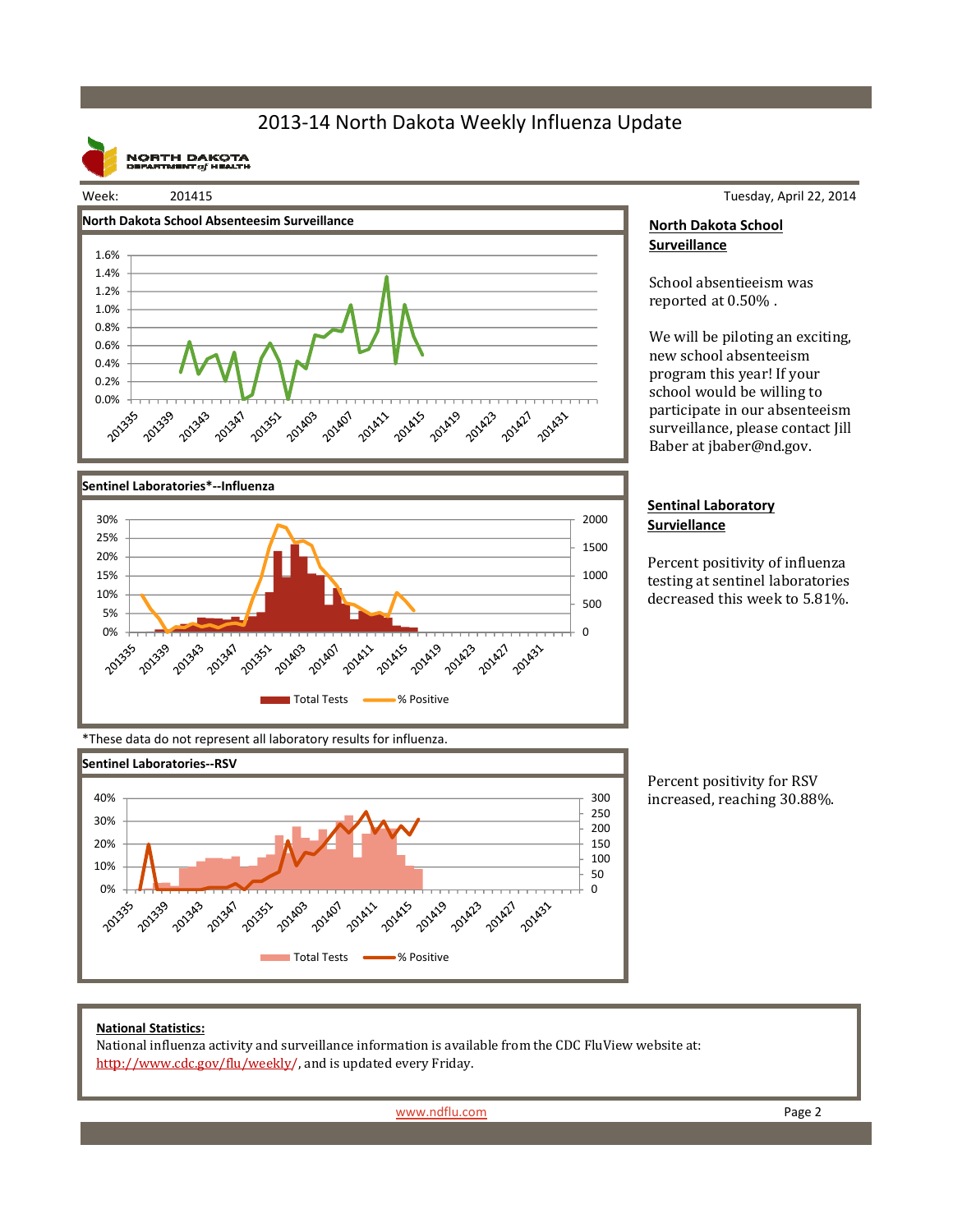# 2013-14 North Dakota Weekly Influenza Update

NORTH DAKOTA DEPARTMENT of HEALTH

Week: 201415

Tuesday, April 22, 2014

## North Dakota School Absenteesim Surveillance

1.6%
1.4%
1.2%
1.0%
0.8%
0.6%
0.4%
0.2%
0.0%

201335 201339 201343 201347 201351 201403 201407 201411 201415 201419 201423 201427 201431

### North Dakota School Surveillance

School absentieeism was reported at 0.50% .

We will be piloting an exciting, new school absenteeism program this year! If your school would be willing to participate in our absenteeism surveillance, please contact Jill Baber at jbaber@nd.gov.

## Sentinel Laboratories*--Influenza

30%
25%
20%
15%
10%
5%
0%

2000
1500
1000
500
0

201335 201339 201343 201347 201351 201403 201407 201411 201415 201419 201423 201427 201431

Total Tests
% Positive

*These data do not represent all laboratory results for influenza.

### Sentinal Laboratory Surviellance

Percent positivity of influenza testing at sentinel laboratories decreased this week to 5.81%.

## Sentinel Laboratories--RSV

40%
30%
20%
10%
0%

300
250
200
150
100
50
0

201335 201339 201343 201347 201351 201403 201407 201411 201415 201419 201423 201427 201431

Total Tests
% Positive

Percent positivity for RSV increased, reaching 30.88%.

**National Statistics:**
National influenza activity and surveillance information is available from the CDC FluView website at: http://www.cdc.gov/flu/weekly/, and is updated every Friday.

www.ndflu.com